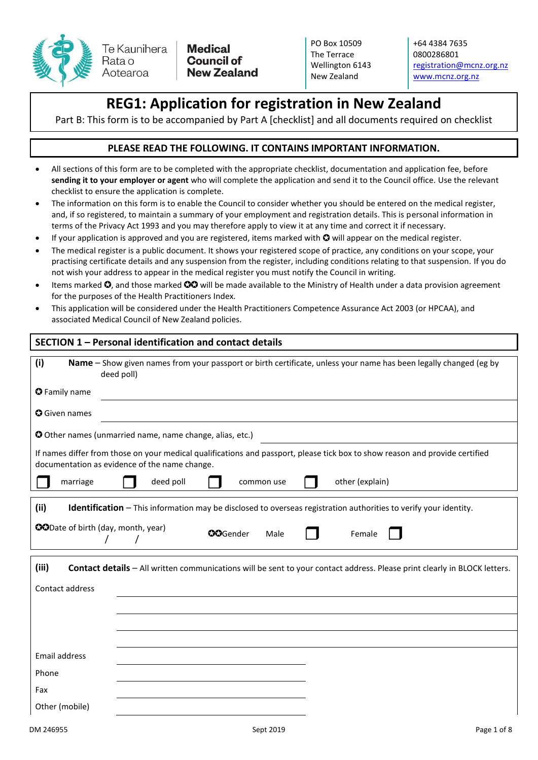Te Kaunihera Rata o Aotearoa | **Medical Council of New Zealand**

PO Box 10509
The Terrace
Wellington 6143
New Zealand

+64 4384 7635
0800286801
registration@mcnz.org.nz
www.mcnz.org.nz

# REG1: Application for registration in New Zealand

Part B: This form is to be accompanied by Part A [checklist] and all documents required on checklist

## PLEASE READ THE FOLLOWING. IT CONTAINS IMPORTANT INFORMATION.

- All sections of this form are to be completed with the appropriate checklist, documentation and application fee, before **sending it to your employer or agent** who will complete the application and send it to the Council office. Use the relevant checklist to ensure the application is complete.
- The information on this form is to enable the Council to consider whether you should be entered on the medical register, and, if so registered, to maintain a summary of your employment and registration details. This is personal information in terms of the Privacy Act 1993 and you may therefore apply to view it at any time and correct it if necessary.
- If your application is approved and you are registered, items marked with ✪ will appear on the medical register.
- The medical register is a public document. It shows your registered scope of practice, any conditions on your scope, your practising certificate details and any suspension from the register, including conditions relating to that suspension. If you do not wish your address to appear in the medical register you must notify the Council in writing.
- Items marked ✪, and those marked ✪✪ will be made available to the Ministry of Health under a data provision agreement for the purposes of the Health Practitioners Index.
- This application will be considered under the Health Practitioners Competence Assurance Act 2003 (or HPCAA), and associated Medical Council of New Zealand policies.

## SECTION 1 – Personal identification and contact details

**(i) Name** – Show given names from your passport or birth certificate, unless your name has been legally changed (eg by deed poll)

✪ Family name ______________________

✪ Given names ______________________

✪ Other names (unmarried name, name change, alias, etc.) ______________________

If names differ from those on your medical qualifications and passport, please tick box to show reason and provide certified documentation as evidence of the name change.

☐ marriage ☐ deed poll ☐ common use ☐ other (explain)

**(ii) Identification** – This information may be disclosed to overseas registration authorities to verify your identity.

✪✪Date of birth (day, month, year) \_\_\_ / \_\_\_ / \_\_\_

✪✪Gender Male ☐ Female ☐

**(iii) Contact details** – All written communications will be sent to your contact address. Please print clearly in BLOCK letters.

Contact address ______________________

______________________

______________________

______________________

Email address ______________________

Phone ______________________

Fax ______________________

Other (mobile) ______________________

DM 246955 Sept 2019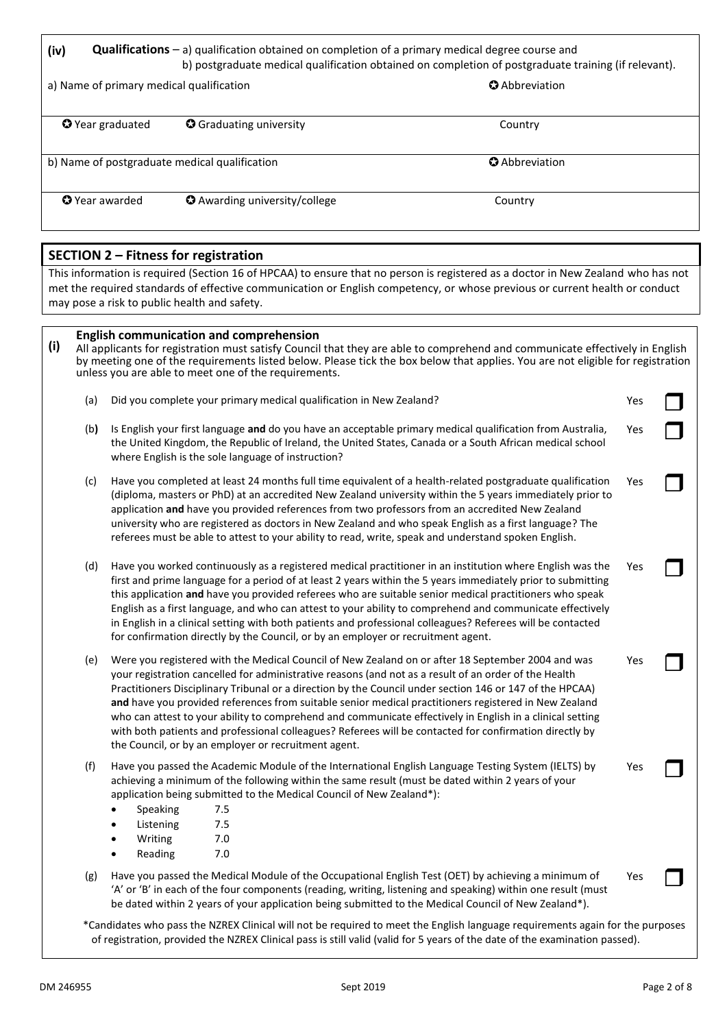**(iv) Qualifications** – a) qualification obtained on completion of a primary medical degree course and
b) postgraduate medical qualification obtained on completion of postgraduate training (if relevant).

| a) Name of primary medical qualification | | ✪ Abbreviation |
|---|---|---|
| ✪ Year graduated | ✪ Graduating university | Country |
| b) Name of postgraduate medical qualification | | ✪ Abbreviation |
| ✪ Year awarded | ✪ Awarding university/college | Country |

## SECTION 2 – Fitness for registration

This information is required (Section 16 of HPCAA) to ensure that no person is registered as a doctor in New Zealand who has not met the required standards of effective communication or English competency, or whose previous or current health or conduct may pose a risk to public health and safety.

### (i) English communication and comprehension

All applicants for registration must satisfy Council that they are able to comprehend and communicate effectively in English by meeting one of the requirements listed below. Please tick the box below that applies. You are not eligible for registration unless you are able to meet one of the requirements.

(a) Did you complete your primary medical qualification in New Zealand? Yes ☐

(b) Is English your first language **and** do you have an acceptable primary medical qualification from Australia, the United Kingdom, the Republic of Ireland, the United States, Canada or a South African medical school where English is the sole language of instruction? Yes ☐

(c) Have you completed at least 24 months full time equivalent of a health-related postgraduate qualification (diploma, masters or PhD) at an accredited New Zealand university within the 5 years immediately prior to application **and** have you provided references from two professors from an accredited New Zealand university who are registered as doctors in New Zealand and who speak English as a first language? The referees must be able to attest to your ability to read, write, speak and understand spoken English. Yes ☐

(d) Have you worked continuously as a registered medical practitioner in an institution where English was the first and prime language for a period of at least 2 years within the 5 years immediately prior to submitting this application **and** have you provided referees who are suitable senior medical practitioners who speak English as a first language, and who can attest to your ability to comprehend and communicate effectively in English in a clinical setting with both patients and professional colleagues? Referees will be contacted for confirmation directly by the Council, or by an employer or recruitment agent. Yes ☐

(e) Were you registered with the Medical Council of New Zealand on or after 18 September 2004 and was your registration cancelled for administrative reasons (and not as a result of an order of the Health Practitioners Disciplinary Tribunal or a direction by the Council under section 146 or 147 of the HPCAA) **and** have you provided references from suitable senior medical practitioners registered in New Zealand who can attest to your ability to comprehend and communicate effectively in English in a clinical setting with both patients and professional colleagues? Referees will be contacted for confirmation directly by the Council, or by an employer or recruitment agent. Yes ☐

(f) Have you passed the Academic Module of the International English Language Testing System (IELTS) by achieving a minimum of the following within the same result (must be dated within 2 years of your application being submitted to the Medical Council of New Zealand*): Yes ☐

- Speaking 7.5
- Listening 7.5
- Writing 7.0
- Reading 7.0

(g) Have you passed the Medical Module of the Occupational English Test (OET) by achieving a minimum of 'A' or 'B' in each of the four components (reading, writing, listening and speaking) within one result (must be dated within 2 years of your application being submitted to the Medical Council of New Zealand*). Yes ☐

*Candidates who pass the NZREX Clinical will not be required to meet the English language requirements again for the purposes of registration, provided the NZREX Clinical pass is still valid (valid for 5 years of the date of the examination passed).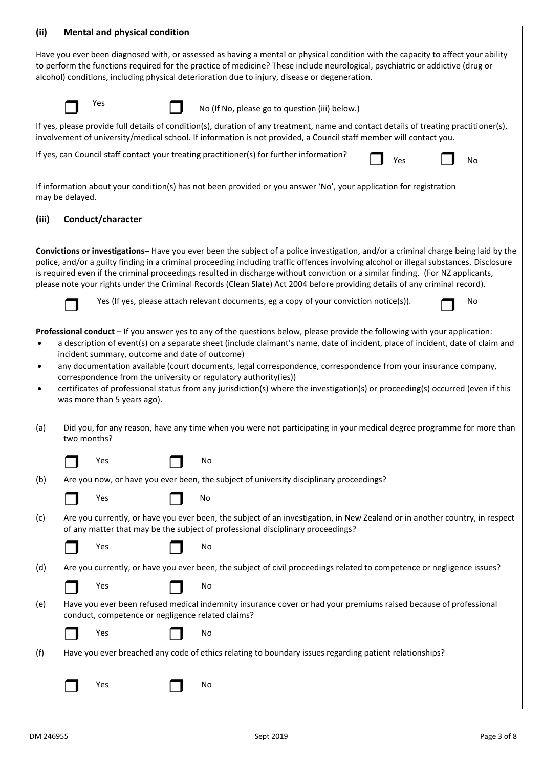### (ii) Mental and physical condition

Have you ever been diagnosed with, or assessed as having a mental or physical condition with the capacity to affect your ability to perform the functions required for the practice of medicine? These include neurological, psychiatric or addictive (drug or alcohol) conditions, including physical deterioration due to injury, disease or degeneration.

☐ Yes ☐ No (If No, please go to question (iii) below.)

If yes, please provide full details of condition(s), duration of any treatment, name and contact details of treating practitioner(s), involvement of university/medical school. If information is not provided, a Council staff member will contact you.

If yes, can Council staff contact your treating practitioner(s) for further information? ☐ Yes ☐ No

If information about your condition(s) has not been provided or you answer 'No', your application for registration may be delayed.

### (iii) Conduct/character

**Convictions or investigations–** Have you ever been the subject of a police investigation, and/or a criminal charge being laid by the police, and/or a guilty finding in a criminal proceeding including traffic offences involving alcohol or illegal substances. Disclosure is required even if the criminal proceedings resulted in discharge without conviction or a similar finding. (For NZ applicants, please note your rights under the Criminal Records (Clean Slate) Act 2004 before providing details of any criminal record).

☐ Yes (If yes, please attach relevant documents, eg a copy of your conviction notice(s)). ☐ No

**Professional conduct** – If you answer yes to any of the questions below, please provide the following with your application:

- a description of event(s) on a separate sheet (include claimant's name, date of incident, place of incident, date of claim and incident summary, outcome and date of outcome)
- any documentation available (court documents, legal correspondence, correspondence from your insurance company, correspondence from the university or regulatory authority(ies))
- certificates of professional status from any jurisdiction(s) where the investigation(s) or proceeding(s) occurred (even if this was more than 5 years ago).

(a) Did you, for any reason, have any time when you were not participating in your medical degree programme for more than two months?

☐ Yes ☐ No

(b) Are you now, or have you ever been, the subject of university disciplinary proceedings?

☐ Yes ☐ No

(c) Are you currently, or have you ever been, the subject of an investigation, in New Zealand or in another country, in respect of any matter that may be the subject of professional disciplinary proceedings?

☐ Yes ☐ No

(d) Are you currently, or have you ever been, the subject of civil proceedings related to competence or negligence issues?

☐ Yes ☐ No

(e) Have you ever been refused medical indemnity insurance cover or had your premiums raised because of professional conduct, competence or negligence related claims?

☐ Yes ☐ No

(f) Have you ever breached any code of ethics relating to boundary issues regarding patient relationships?

☐ Yes ☐ No

DM 246955 Sept 2019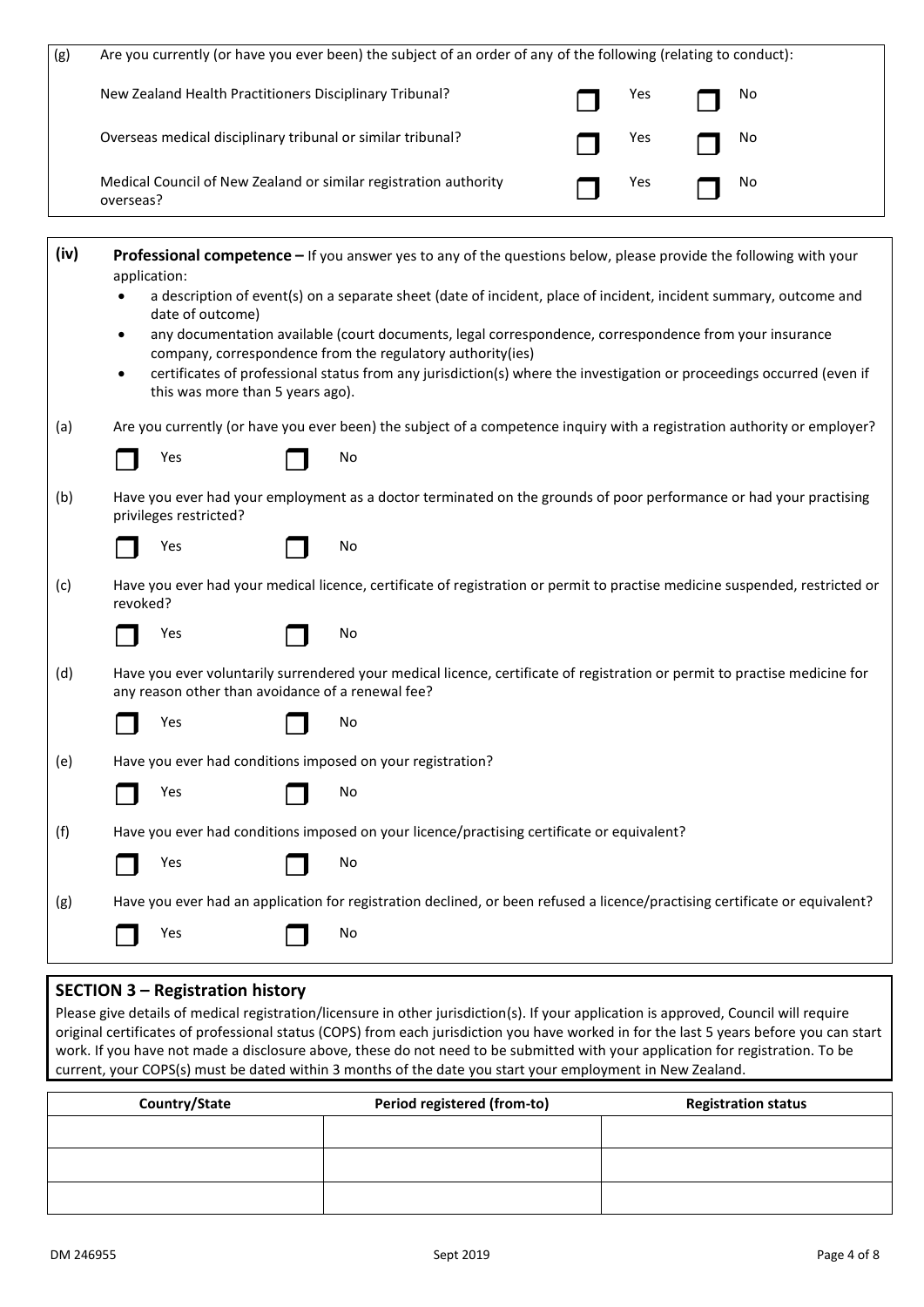(g) Are you currently (or have you ever been) the subject of an order of any of the following (relating to conduct):

| | | |
|---|---|---|
| New Zealand Health Practitioners Disciplinary Tribunal? | ☐ Yes | ☐ No |
| Overseas medical disciplinary tribunal or similar tribunal? | ☐ Yes | ☐ No |
| Medical Council of New Zealand or similar registration authority overseas? | ☐ Yes | ☐ No |

**(iv) Professional competence –** If you answer yes to any of the questions below, please provide the following with your application:

- a description of event(s) on a separate sheet (date of incident, place of incident, incident summary, outcome and date of outcome)
- any documentation available (court documents, legal correspondence, correspondence from your insurance company, correspondence from the regulatory authority(ies)
- certificates of professional status from any jurisdiction(s) where the investigation or proceedings occurred (even if this was more than 5 years ago).

(a) Are you currently (or have you ever been) the subject of a competence inquiry with a registration authority or employer?

☐ Yes ☐ No

(b) Have you ever had your employment as a doctor terminated on the grounds of poor performance or had your practising privileges restricted?

☐ Yes ☐ No

(c) Have you ever had your medical licence, certificate of registration or permit to practise medicine suspended, restricted or revoked?

☐ Yes ☐ No

(d) Have you ever voluntarily surrendered your medical licence, certificate of registration or permit to practise medicine for any reason other than avoidance of a renewal fee?

☐ Yes ☐ No

(e) Have you ever had conditions imposed on your registration?

☐ Yes ☐ No

(f) Have you ever had conditions imposed on your licence/practising certificate or equivalent?

☐ Yes ☐ No

(g) Have you ever had an application for registration declined, or been refused a licence/practising certificate or equivalent?

☐ Yes ☐ No

## SECTION 3 – Registration history

Please give details of medical registration/licensure in other jurisdiction(s). If your application is approved, Council will require original certificates of professional status (COPS) from each jurisdiction you have worked in for the last 5 years before you can start work. If you have not made a disclosure above, these do not need to be submitted with your application for registration. To be current, your COPS(s) must be dated within 3 months of the date you start your employment in New Zealand.

| Country/State | Period registered (from-to) | Registration status |
|---|---|---|
| | | |
| | | |
| | | |

DM 246955 Sept 2019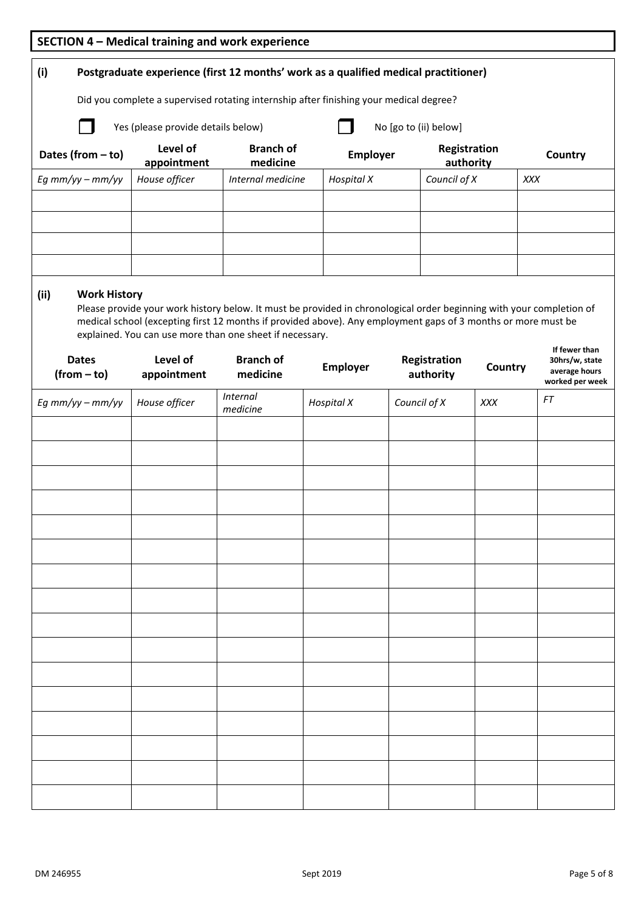## SECTION 4 – Medical training and work experience

### (i) Postgraduate experience (first 12 months' work as a qualified medical practitioner)

Did you complete a supervised rotating internship after finishing your medical degree?

☐ Yes (please provide details below) ☐ No [go to (ii) below]

| Dates (from – to) | Level of appointment | Branch of medicine | Employer | Registration authority | Country |
|---|---|---|---|---|---|
| *Eg mm/yy – mm/yy* | *House officer* | *Internal medicine* | *Hospital X* | *Council of X* | *XXX* |
| | | | | | |
| | | | | | |
| | | | | | |
| | | | | | |

### (ii) Work History

Please provide your work history below. It must be provided in chronological order beginning with your completion of medical school (excepting first 12 months if provided above). Any employment gaps of 3 months or more must be explained. You can use more than one sheet if necessary.

| Dates (from – to) | Level of appointment | Branch of medicine | Employer | Registration authority | Country | If fewer than 30hrs/w, state average hours worked per week |
|---|---|---|---|---|---|---|
| *Eg mm/yy – mm/yy* | *House officer* | *Internal medicine* | *Hospital X* | *Council of X* | *XXX* | *FT* |
| | | | | | | |
| | | | | | | |
| | | | | | | |
| | | | | | | |
| | | | | | | |
| | | | | | | |
| | | | | | | |
| | | | | | | |
| | | | | | | |
| | | | | | | |
| | | | | | | |
| | | | | | | |
| | | | | | | |
| | | | | | | |
| | | | | | | |
| | | | | | | |

DM 246955 Sept 2019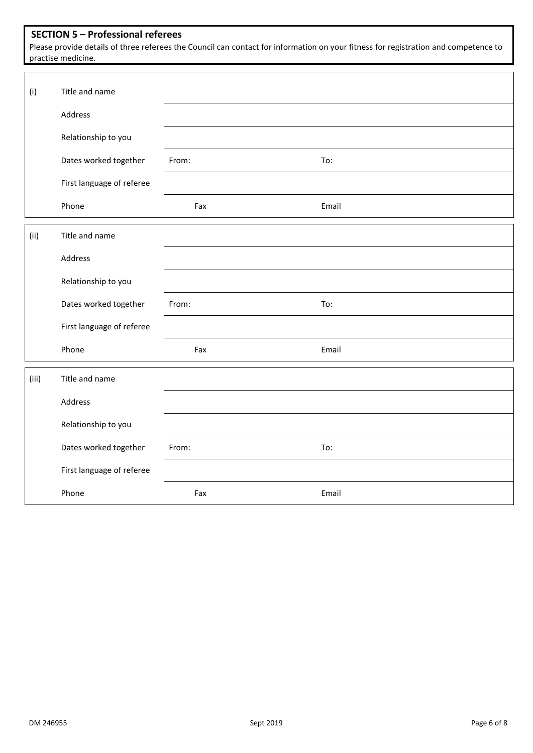## SECTION 5 – Professional referees

Please provide details of three referees the Council can contact for information on your fitness for registration and competence to practise medicine.

| (i) | | | |
|---|---|---|---|
| | Title and name | | |
| | Address | | |
| | Relationship to you | | |
| | Dates worked together | From: | To: |
| | First language of referee | | |
| | Phone | Fax | Email |

| (ii) | | | |
|---|---|---|---|
| | Title and name | | |
| | Address | | |
| | Relationship to you | | |
| | Dates worked together | From: | To: |
| | First language of referee | | |
| | Phone | Fax | Email |

| (iii) | | | |
|---|---|---|---|
| | Title and name | | |
| | Address | | |
| | Relationship to you | | |
| | Dates worked together | From: | To: |
| | First language of referee | | |
| | Phone | Fax | Email |

DM 246955 Sept 2019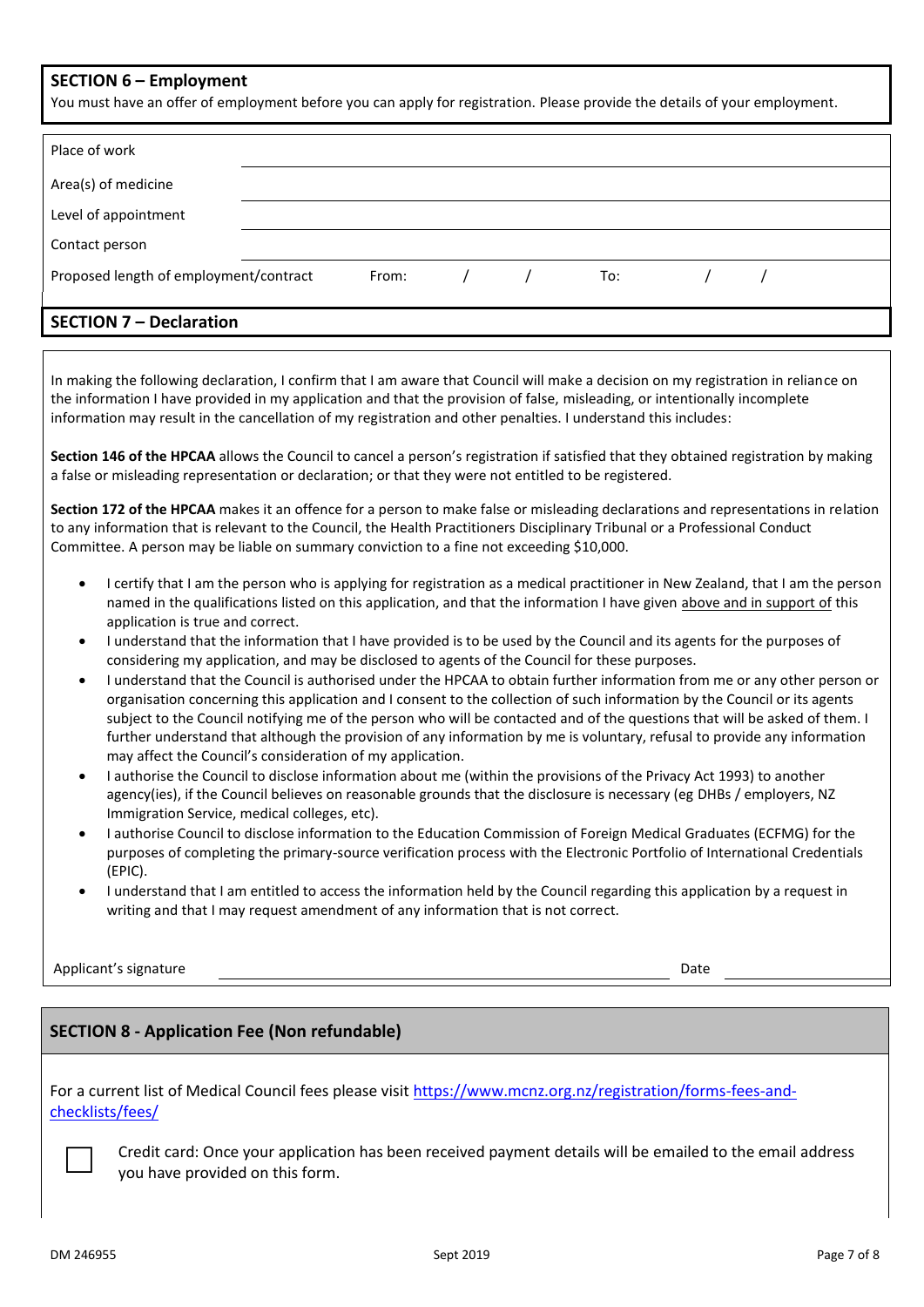## SECTION 6 – Employment

You must have an offer of employment before you can apply for registration. Please provide the details of your employment.

| | |
|---|---|
| Place of work | |
| Area(s) of medicine | |
| Level of appointment | |
| Contact person | |
| Proposed length of employment/contract | From: / / To: / / |

## SECTION 7 – Declaration

In making the following declaration, I confirm that I am aware that Council will make a decision on my registration in reliance on the information I have provided in my application and that the provision of false, misleading, or intentionally incomplete information may result in the cancellation of my registration and other penalties. I understand this includes:

**Section 146 of the HPCAA** allows the Council to cancel a person's registration if satisfied that they obtained registration by making a false or misleading representation or declaration; or that they were not entitled to be registered.

**Section 172 of the HPCAA** makes it an offence for a person to make false or misleading declarations and representations in relation to any information that is relevant to the Council, the Health Practitioners Disciplinary Tribunal or a Professional Conduct Committee. A person may be liable on summary conviction to a fine not exceeding $10,000.

- I certify that I am the person who is applying for registration as a medical practitioner in New Zealand, that I am the person named in the qualifications listed on this application, and that the information I have given above and in support of this application is true and correct.
- I understand that the information that I have provided is to be used by the Council and its agents for the purposes of considering my application, and may be disclosed to agents of the Council for these purposes.
- I understand that the Council is authorised under the HPCAA to obtain further information from me or any other person or organisation concerning this application and I consent to the collection of such information by the Council or its agents subject to the Council notifying me of the person who will be contacted and of the questions that will be asked of them. I further understand that although the provision of any information by me is voluntary, refusal to provide any information may affect the Council's consideration of my application.
- I authorise the Council to disclose information about me (within the provisions of the Privacy Act 1993) to another agency(ies), if the Council believes on reasonable grounds that the disclosure is necessary (eg DHBs / employers, NZ Immigration Service, medical colleges, etc).
- I authorise Council to disclose information to the Education Commission of Foreign Medical Graduates (ECFMG) for the purposes of completing the primary-source verification process with the Electronic Portfolio of International Credentials (EPIC).
- I understand that I am entitled to access the information held by the Council regarding this application by a request in writing and that I may request amendment of any information that is not correct.

Applicant's signature ______________________ Date ____________

## SECTION 8 - Application Fee (Non refundable)

For a current list of Medical Council fees please visit https://www.mcnz.org.nz/registration/forms-fees-and-checklists/fees/

☐ Credit card: Once your application has been received payment details will be emailed to the email address you have provided on this form.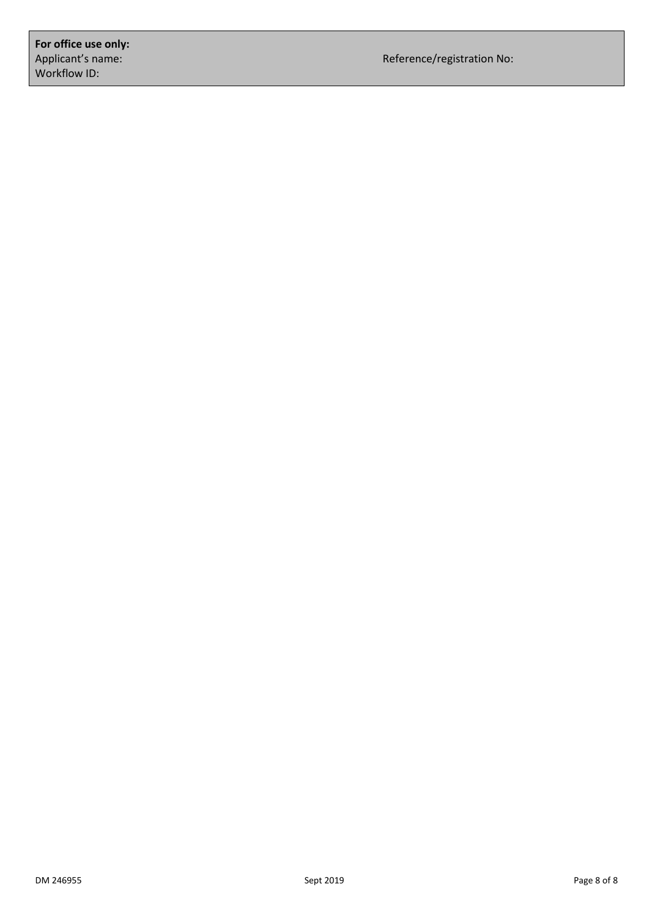**For office use only:**

Applicant's name:

Reference/registration No:

Workflow ID: